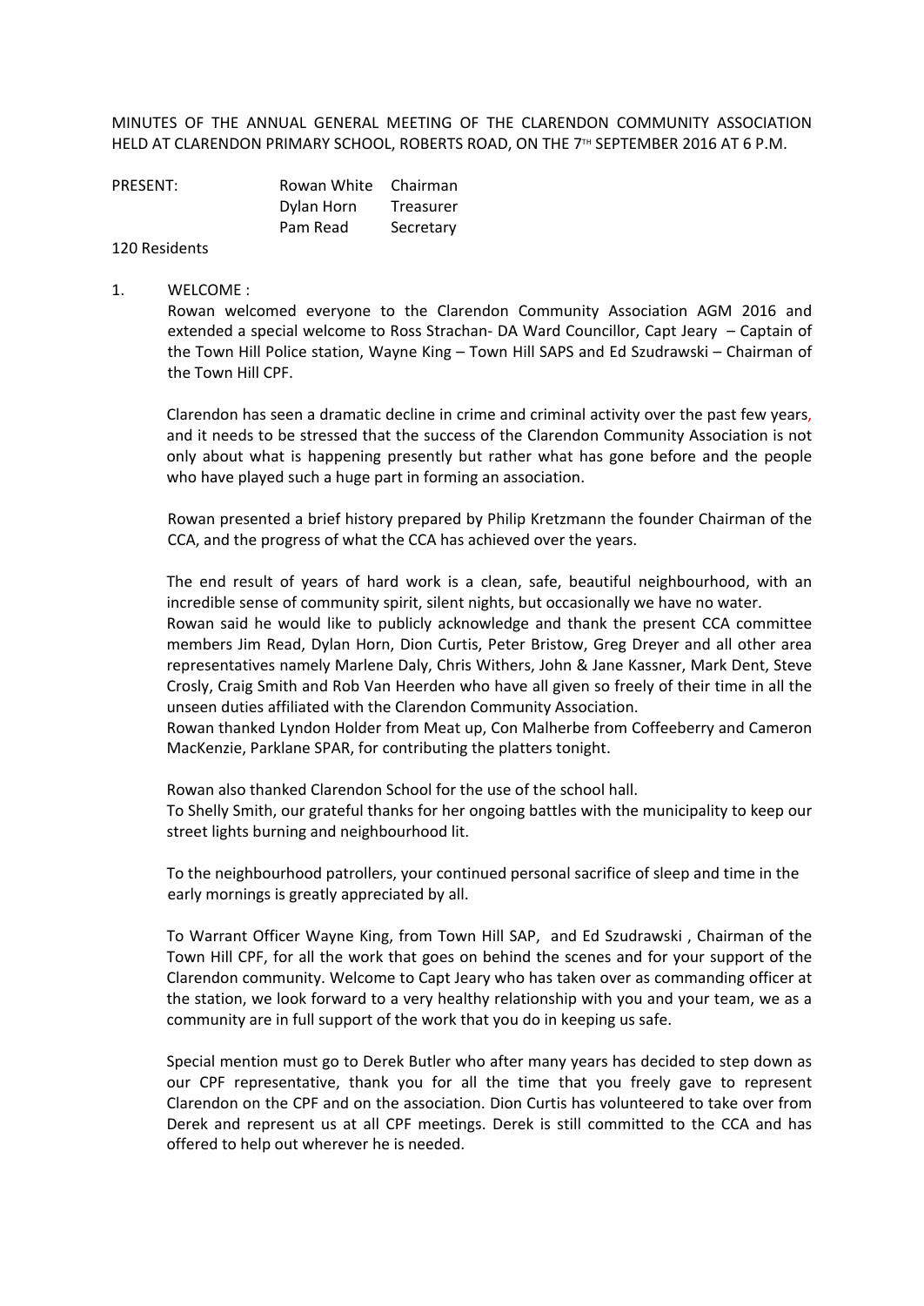MINUTES OF THE ANNUAL GENERAL MEETING OF THE CLARENDON COMMUNITY ASSOCIATION HELD AT CLARENDON PRIMARY SCHOOL, ROBERTS ROAD, ON THE 7TH SEPTEMBER 2016 AT 6 P.M.

| | | |
|---|---|---|
| PRESENT: | Rowan White | Chairman |
| | Dylan Horn | Treasurer |
| | Pam Read | Secretary |

120 Residents

1. WELCOME :

   Rowan welcomed everyone to the Clarendon Community Association AGM 2016 and extended a special welcome to Ross Strachan- DA Ward Councillor, Capt Jeary – Captain of the Town Hill Police station, Wayne King – Town Hill SAPS and Ed Szudrawski – Chairman of the Town Hill CPF.

   Clarendon has seen a dramatic decline in crime and criminal activity over the past few years, and it needs to be stressed that the success of the Clarendon Community Association is not only about what is happening presently but rather what has gone before and the people who have played such a huge part in forming an association.

   Rowan presented a brief history prepared by Philip Kretzmann the founder Chairman of the CCA, and the progress of what the CCA has achieved over the years.

   The end result of years of hard work is a clean, safe, beautiful neighbourhood, with an incredible sense of community spirit, silent nights, but occasionally we have no water.
   Rowan said he would like to publicly acknowledge and thank the present CCA committee members Jim Read, Dylan Horn, Dion Curtis, Peter Bristow, Greg Dreyer and all other area representatives namely Marlene Daly, Chris Withers, John & Jane Kassner, Mark Dent, Steve Crosly, Craig Smith and Rob Van Heerden who have all given so freely of their time in all the unseen duties affiliated with the Clarendon Community Association.
   Rowan thanked Lyndon Holder from Meat up, Con Malherbe from Coffeeberry and Cameron MacKenzie, Parklane SPAR, for contributing the platters tonight.

   Rowan also thanked Clarendon School for the use of the school hall.
   To Shelly Smith, our grateful thanks for her ongoing battles with the municipality to keep our street lights burning and neighbourhood lit.

   To the neighbourhood patrollers, your continued personal sacrifice of sleep and time in the early mornings is greatly appreciated by all.

   To Warrant Officer Wayne King, from Town Hill SAP, and Ed Szudrawski , Chairman of the Town Hill CPF, for all the work that goes on behind the scenes and for your support of the Clarendon community. Welcome to Capt Jeary who has taken over as commanding officer at the station, we look forward to a very healthy relationship with you and your team, we as a community are in full support of the work that you do in keeping us safe.

   Special mention must go to Derek Butler who after many years has decided to step down as our CPF representative, thank you for all the time that you freely gave to represent Clarendon on the CPF and on the association. Dion Curtis has volunteered to take over from Derek and represent us at all CPF meetings. Derek is still committed to the CCA and has offered to help out wherever he is needed.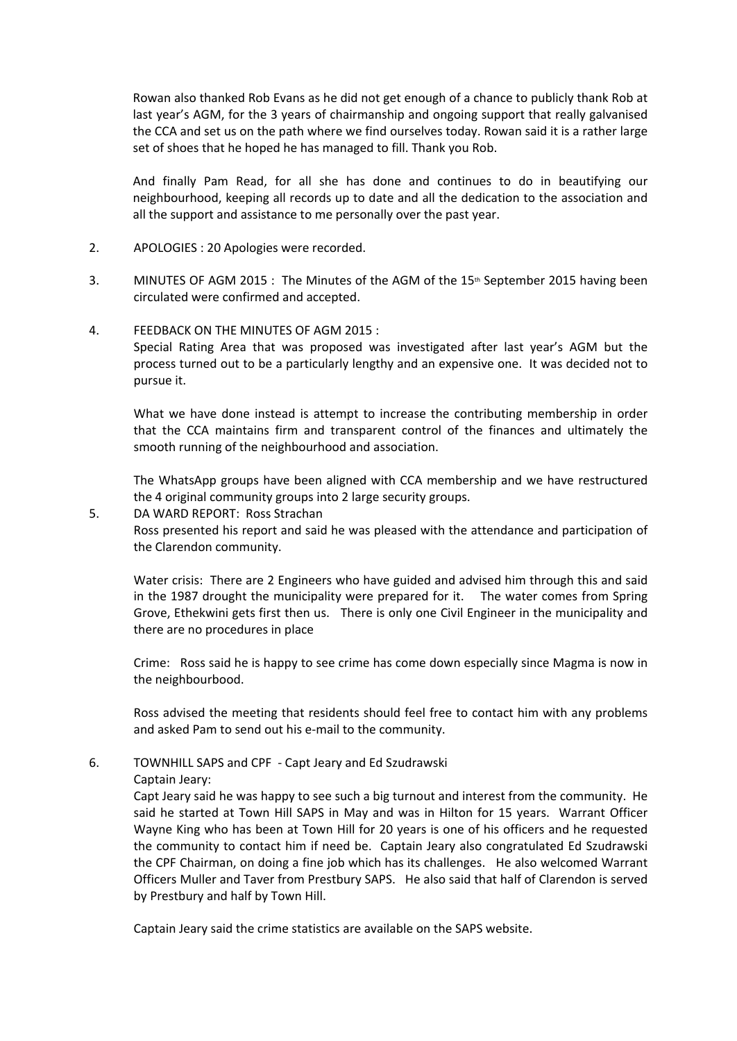Rowan also thanked Rob Evans as he did not get enough of a chance to publicly thank Rob at last year's AGM, for the 3 years of chairmanship and ongoing support that really galvanised the CCA and set us on the path where we find ourselves today. Rowan said it is a rather large set of shoes that he hoped he has managed to fill. Thank you Rob.

And finally Pam Read, for all she has done and continues to do in beautifying our neighbourhood, keeping all records up to date and all the dedication to the association and all the support and assistance to me personally over the past year.

2. APOLOGIES : 20 Apologies were recorded.

3. MINUTES OF AGM 2015 : The Minutes of the AGM of the 15th September 2015 having been circulated were confirmed and accepted.

4. FEEDBACK ON THE MINUTES OF AGM 2015 :

Special Rating Area that was proposed was investigated after last year's AGM but the process turned out to be a particularly lengthy and an expensive one. It was decided not to pursue it.

What we have done instead is attempt to increase the contributing membership in order that the CCA maintains firm and transparent control of the finances and ultimately the smooth running of the neighbourhood and association.

The WhatsApp groups have been aligned with CCA membership and we have restructured the 4 original community groups into 2 large security groups.

5. DA WARD REPORT: Ross Strachan

Ross presented his report and said he was pleased with the attendance and participation of the Clarendon community.

Water crisis: There are 2 Engineers who have guided and advised him through this and said in the 1987 drought the municipality were prepared for it. The water comes from Spring Grove, Ethekwini gets first then us. There is only one Civil Engineer in the municipality and there are no procedures in place

Crime: Ross said he is happy to see crime has come down especially since Magma is now in the neighbourbood.

Ross advised the meeting that residents should feel free to contact him with any problems and asked Pam to send out his e-mail to the community.

6. TOWNHILL SAPS and CPF - Capt Jeary and Ed Szudrawski

Captain Jeary:

Capt Jeary said he was happy to see such a big turnout and interest from the community. He said he started at Town Hill SAPS in May and was in Hilton for 15 years. Warrant Officer Wayne King who has been at Town Hill for 20 years is one of his officers and he requested the community to contact him if need be. Captain Jeary also congratulated Ed Szudrawski the CPF Chairman, on doing a fine job which has its challenges. He also welcomed Warrant Officers Muller and Taver from Prestbury SAPS. He also said that half of Clarendon is served by Prestbury and half by Town Hill.

Captain Jeary said the crime statistics are available on the SAPS website.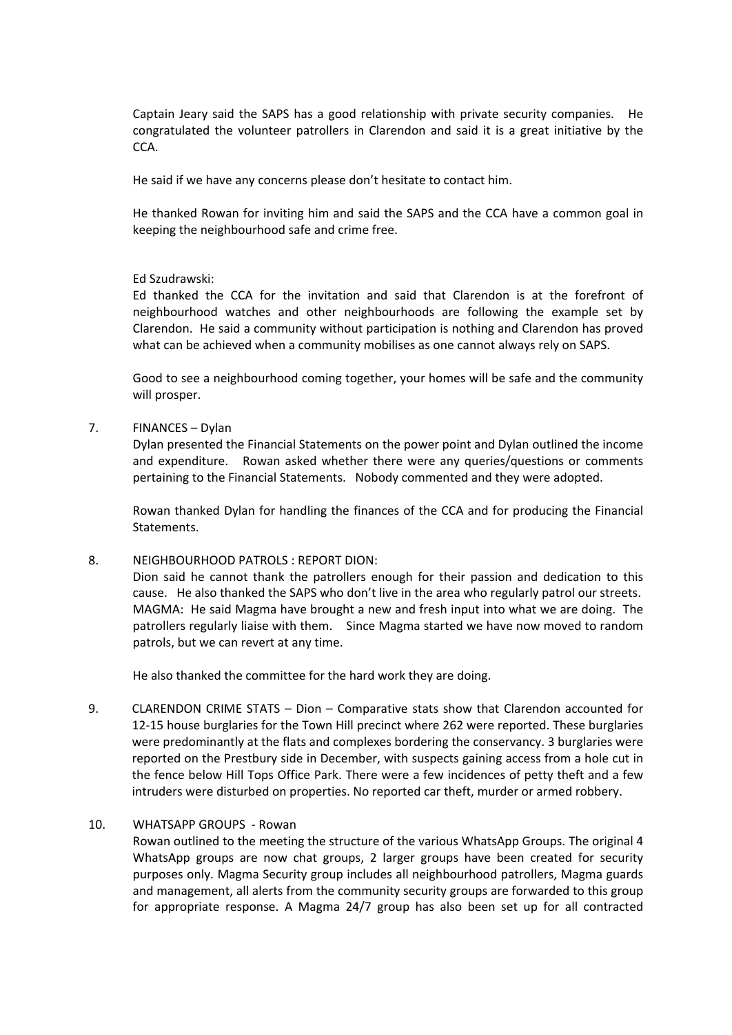Captain Jeary said the SAPS has a good relationship with private security companies. He congratulated the volunteer patrollers in Clarendon and said it is a great initiative by the CCA.

He said if we have any concerns please don't hesitate to contact him.

He thanked Rowan for inviting him and said the SAPS and the CCA have a common goal in keeping the neighbourhood safe and crime free.

Ed Szudrawski:
Ed thanked the CCA for the invitation and said that Clarendon is at the forefront of neighbourhood watches and other neighbourhoods are following the example set by Clarendon. He said a community without participation is nothing and Clarendon has proved what can be achieved when a community mobilises as one cannot always rely on SAPS.

Good to see a neighbourhood coming together, your homes will be safe and the community will prosper.

7. FINANCES – Dylan
Dylan presented the Financial Statements on the power point and Dylan outlined the income and expenditure. Rowan asked whether there were any queries/questions or comments pertaining to the Financial Statements. Nobody commented and they were adopted.

Rowan thanked Dylan for handling the finances of the CCA and for producing the Financial Statements.

8. NEIGHBOURHOOD PATROLS : REPORT DION:
Dion said he cannot thank the patrollers enough for their passion and dedication to this cause. He also thanked the SAPS who don't live in the area who regularly patrol our streets. MAGMA: He said Magma have brought a new and fresh input into what we are doing. The patrollers regularly liaise with them. Since Magma started we have now moved to random patrols, but we can revert at any time.

He also thanked the committee for the hard work they are doing.

9. CLARENDON CRIME STATS – Dion – Comparative stats show that Clarendon accounted for 12-15 house burglaries for the Town Hill precinct where 262 were reported. These burglaries were predominantly at the flats and complexes bordering the conservancy. 3 burglaries were reported on the Prestbury side in December, with suspects gaining access from a hole cut in the fence below Hill Tops Office Park. There were a few incidences of petty theft and a few intruders were disturbed on properties. No reported car theft, murder or armed robbery.

10. WHATSAPP GROUPS - Rowan
Rowan outlined to the meeting the structure of the various WhatsApp Groups. The original 4 WhatsApp groups are now chat groups, 2 larger groups have been created for security purposes only. Magma Security group includes all neighbourhood patrollers, Magma guards and management, all alerts from the community security groups are forwarded to this group for appropriate response. A Magma 24/7 group has also been set up for all contracted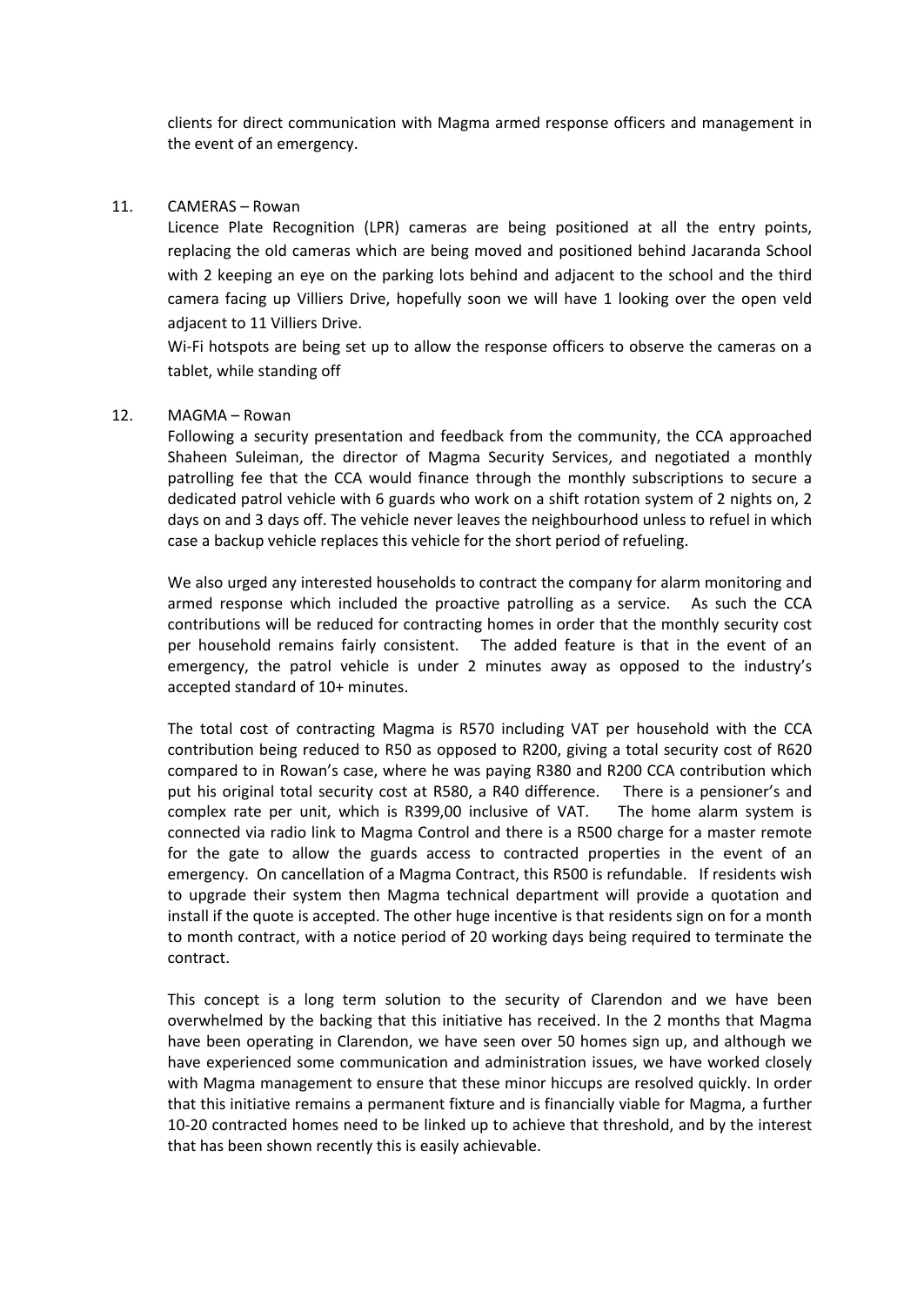clients for direct communication with Magma armed response officers and management in the event of an emergency.

11. CAMERAS – Rowan

Licence Plate Recognition (LPR) cameras are being positioned at all the entry points, replacing the old cameras which are being moved and positioned behind Jacaranda School with 2 keeping an eye on the parking lots behind and adjacent to the school and the third camera facing up Villiers Drive, hopefully soon we will have 1 looking over the open veld adjacent to 11 Villiers Drive.

Wi-Fi hotspots are being set up to allow the response officers to observe the cameras on a tablet, while standing off

12. MAGMA – Rowan

Following a security presentation and feedback from the community, the CCA approached Shaheen Suleiman, the director of Magma Security Services, and negotiated a monthly patrolling fee that the CCA would finance through the monthly subscriptions to secure a dedicated patrol vehicle with 6 guards who work on a shift rotation system of 2 nights on, 2 days on and 3 days off. The vehicle never leaves the neighbourhood unless to refuel in which case a backup vehicle replaces this vehicle for the short period of refueling.

We also urged any interested households to contract the company for alarm monitoring and armed response which included the proactive patrolling as a service. As such the CCA contributions will be reduced for contracting homes in order that the monthly security cost per household remains fairly consistent. The added feature is that in the event of an emergency, the patrol vehicle is under 2 minutes away as opposed to the industry's accepted standard of 10+ minutes.

The total cost of contracting Magma is R570 including VAT per household with the CCA contribution being reduced to R50 as opposed to R200, giving a total security cost of R620 compared to in Rowan's case, where he was paying R380 and R200 CCA contribution which put his original total security cost at R580, a R40 difference. There is a pensioner's and complex rate per unit, which is R399,00 inclusive of VAT. The home alarm system is connected via radio link to Magma Control and there is a R500 charge for a master remote for the gate to allow the guards access to contracted properties in the event of an emergency. On cancellation of a Magma Contract, this R500 is refundable. If residents wish to upgrade their system then Magma technical department will provide a quotation and install if the quote is accepted. The other huge incentive is that residents sign on for a month to month contract, with a notice period of 20 working days being required to terminate the contract.

This concept is a long term solution to the security of Clarendon and we have been overwhelmed by the backing that this initiative has received. In the 2 months that Magma have been operating in Clarendon, we have seen over 50 homes sign up, and although we have experienced some communication and administration issues, we have worked closely with Magma management to ensure that these minor hiccups are resolved quickly. In order that this initiative remains a permanent fixture and is financially viable for Magma, a further 10-20 contracted homes need to be linked up to achieve that threshold, and by the interest that has been shown recently this is easily achievable.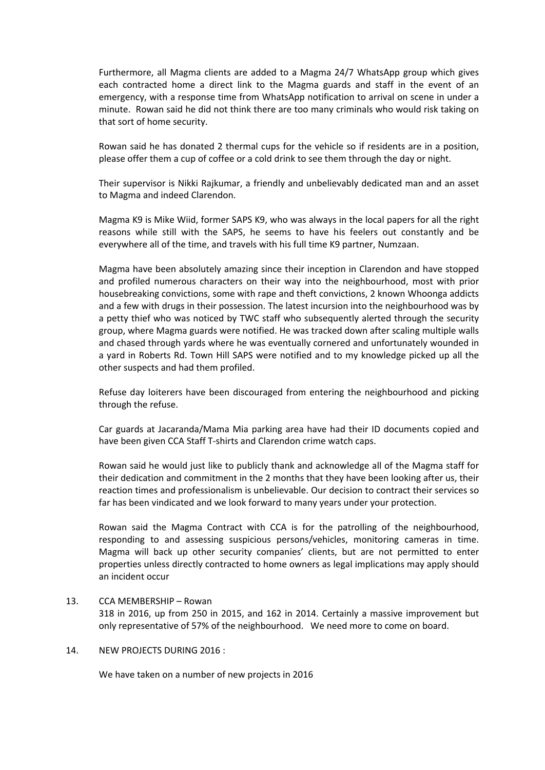Furthermore, all Magma clients are added to a Magma 24/7 WhatsApp group which gives each contracted home a direct link to the Magma guards and staff in the event of an emergency, with a response time from WhatsApp notification to arrival on scene in under a minute. Rowan said he did not think there are too many criminals who would risk taking on that sort of home security.

Rowan said he has donated 2 thermal cups for the vehicle so if residents are in a position, please offer them a cup of coffee or a cold drink to see them through the day or night.

Their supervisor is Nikki Rajkumar, a friendly and unbelievably dedicated man and an asset to Magma and indeed Clarendon.

Magma K9 is Mike Wiid, former SAPS K9, who was always in the local papers for all the right reasons while still with the SAPS, he seems to have his feelers out constantly and be everywhere all of the time, and travels with his full time K9 partner, Numzaan.

Magma have been absolutely amazing since their inception in Clarendon and have stopped and profiled numerous characters on their way into the neighbourhood, most with prior housebreaking convictions, some with rape and theft convictions, 2 known Whoonga addicts and a few with drugs in their possession. The latest incursion into the neighbourhood was by a petty thief who was noticed by TWC staff who subsequently alerted through the security group, where Magma guards were notified. He was tracked down after scaling multiple walls and chased through yards where he was eventually cornered and unfortunately wounded in a yard in Roberts Rd. Town Hill SAPS were notified and to my knowledge picked up all the other suspects and had them profiled.

Refuse day loiterers have been discouraged from entering the neighbourhood and picking through the refuse.

Car guards at Jacaranda/Mama Mia parking area have had their ID documents copied and have been given CCA Staff T-shirts and Clarendon crime watch caps.

Rowan said he would just like to publicly thank and acknowledge all of the Magma staff for their dedication and commitment in the 2 months that they have been looking after us, their reaction times and professionalism is unbelievable. Our decision to contract their services so far has been vindicated and we look forward to many years under your protection.

Rowan said the Magma Contract with CCA is for the patrolling of the neighbourhood, responding to and assessing suspicious persons/vehicles, monitoring cameras in time. Magma will back up other security companies' clients, but are not permitted to enter properties unless directly contracted to home owners as legal implications may apply should an incident occur

13. CCA MEMBERSHIP – Rowan

318 in 2016, up from 250 in 2015, and 162 in 2014. Certainly a massive improvement but only representative of 57% of the neighbourhood. We need more to come on board.

14. NEW PROJECTS DURING 2016 :

We have taken on a number of new projects in 2016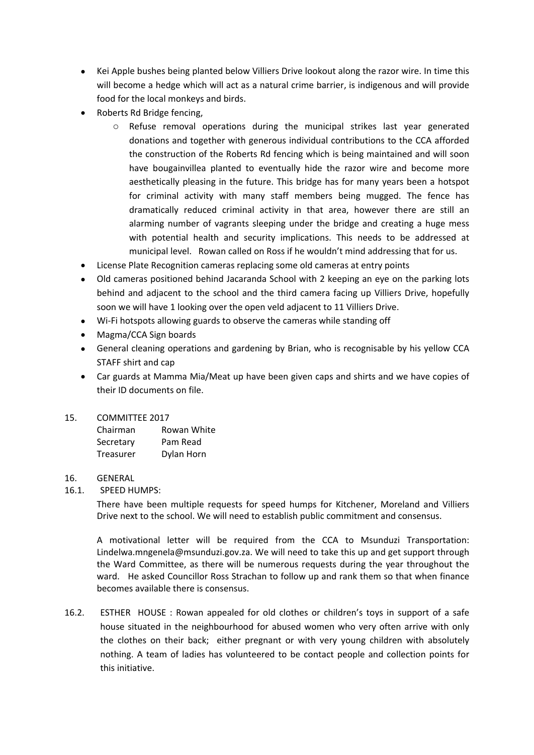- Kei Apple bushes being planted below Villiers Drive lookout along the razor wire. In time this will become a hedge which will act as a natural crime barrier, is indigenous and will provide food for the local monkeys and birds.
- Roberts Rd Bridge fencing,
  - Refuse removal operations during the municipal strikes last year generated donations and together with generous individual contributions to the CCA afforded the construction of the Roberts Rd fencing which is being maintained and will soon have bougainvillea planted to eventually hide the razor wire and become more aesthetically pleasing in the future. This bridge has for many years been a hotspot for criminal activity with many staff members being mugged. The fence has dramatically reduced criminal activity in that area, however there are still an alarming number of vagrants sleeping under the bridge and creating a huge mess with potential health and security implications. This needs to be addressed at municipal level. Rowan called on Ross if he wouldn't mind addressing that for us.
- License Plate Recognition cameras replacing some old cameras at entry points
- Old cameras positioned behind Jacaranda School with 2 keeping an eye on the parking lots behind and adjacent to the school and the third camera facing up Villiers Drive, hopefully soon we will have 1 looking over the open veld adjacent to 11 Villiers Drive.
- Wi-Fi hotspots allowing guards to observe the cameras while standing off
- Magma/CCA Sign boards
- General cleaning operations and gardening by Brian, who is recognisable by his yellow CCA STAFF shirt and cap
- Car guards at Mamma Mia/Meat up have been given caps and shirts and we have copies of their ID documents on file.

15. COMMITTEE 2017

| | |
|---|---|
| Chairman | Rowan White |
| Secretary | Pam Read |
| Treasurer | Dylan Horn |

16. GENERAL

16.1. SPEED HUMPS:

There have been multiple requests for speed humps for Kitchener, Moreland and Villiers Drive next to the school. We will need to establish public commitment and consensus.

A motivational letter will be required from the CCA to Msunduzi Transportation: Lindelwa.mngenela@msunduzi.gov.za. We will need to take this up and get support through the Ward Committee, as there will be numerous requests during the year throughout the ward. He asked Councillor Ross Strachan to follow up and rank them so that when finance becomes available there is consensus.

16.2. ESTHER HOUSE : Rowan appealed for old clothes or children's toys in support of a safe house situated in the neighbourhood for abused women who very often arrive with only the clothes on their back; either pregnant or with very young children with absolutely nothing. A team of ladies has volunteered to be contact people and collection points for this initiative.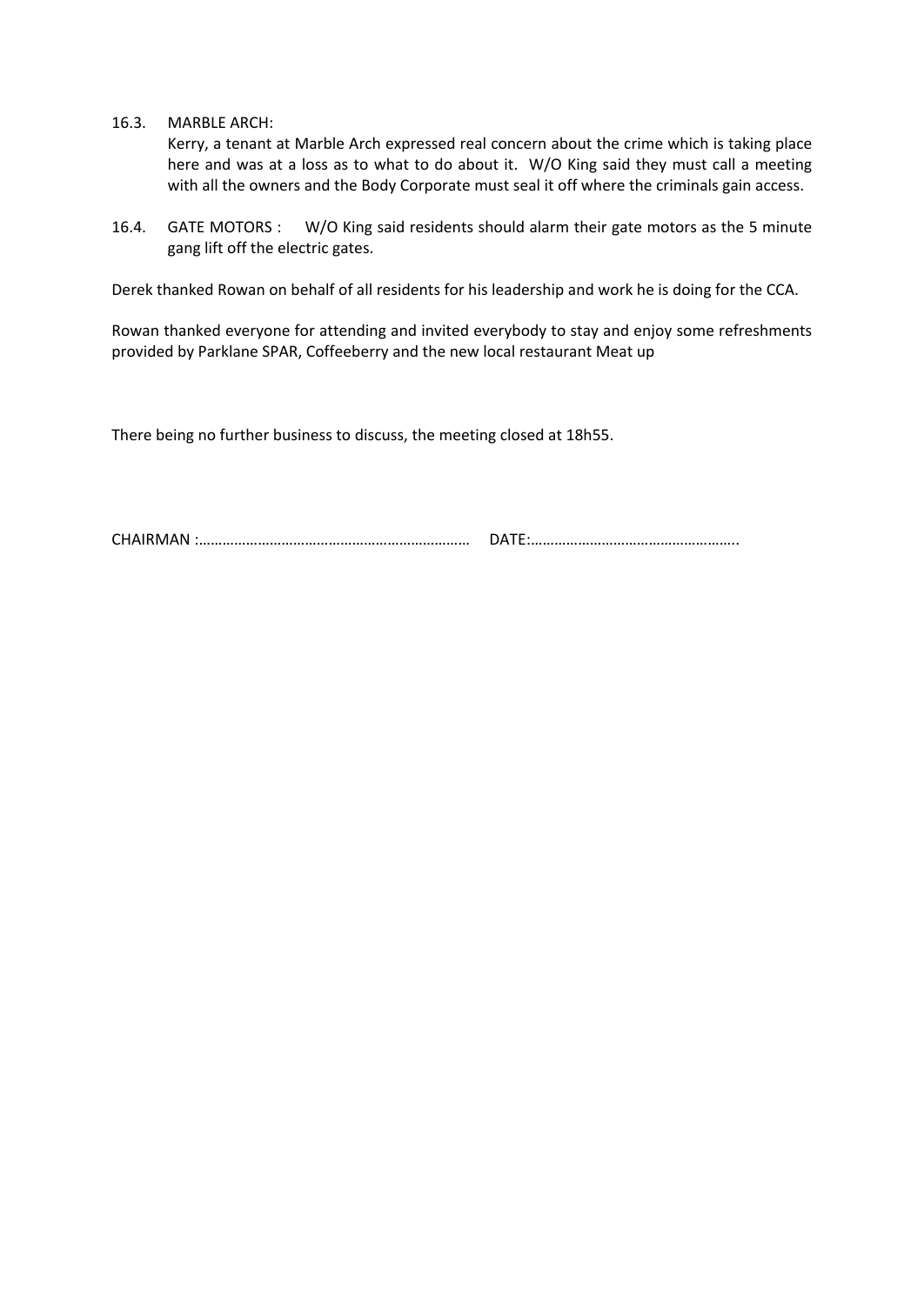16.3. MARBLE ARCH:
Kerry, a tenant at Marble Arch expressed real concern about the crime which is taking place here and was at a loss as to what to do about it. W/O King said they must call a meeting with all the owners and the Body Corporate must seal it off where the criminals gain access.

16.4. GATE MOTORS : W/O King said residents should alarm their gate motors as the 5 minute gang lift off the electric gates.

Derek thanked Rowan on behalf of all residents for his leadership and work he is doing for the CCA.

Rowan thanked everyone for attending and invited everybody to stay and enjoy some refreshments provided by Parklane SPAR, Coffeeberry and the new local restaurant Meat up

There being no further business to discuss, the meeting closed at 18h55.

CHAIRMAN :…………………………………………………………… DATE:……………………………………………..